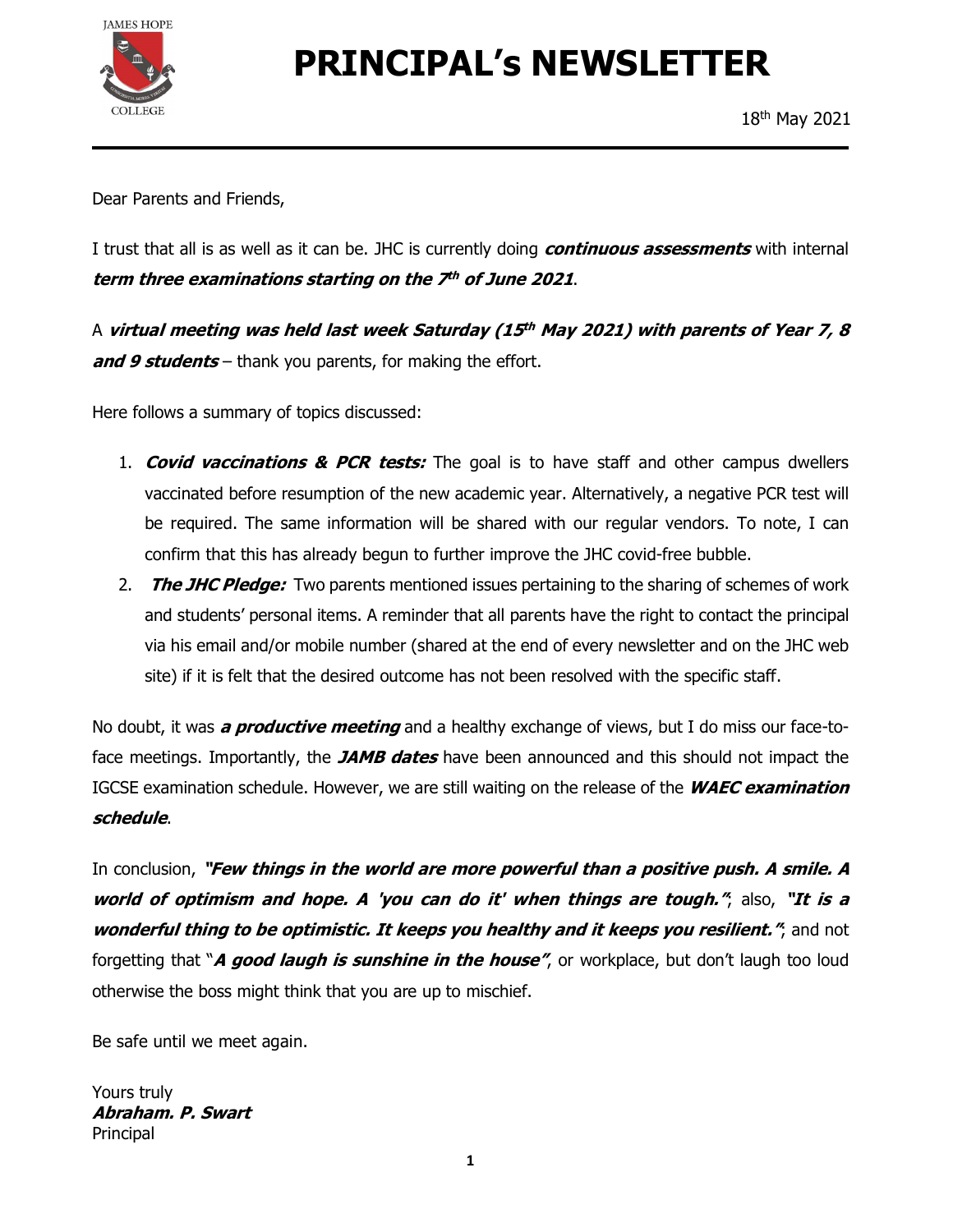JAMES HOPE COLLEGE

# PRINCIPAL's NEWSLETTER

18th May 2021

Dear Parents and Friends,

I trust that all is as well as it can be. JHC is currently doing ***continuous assessments*** with internal ***term three examinations starting on the 7th of June 2021***.

A ***virtual meeting was held last week Saturday (15th May 2021) with parents of Year 7, 8 and 9 students*** – thank you parents, for making the effort.

Here follows a summary of topics discussed:

1. ***Covid vaccinations & PCR tests:*** The goal is to have staff and other campus dwellers vaccinated before resumption of the new academic year. Alternatively, a negative PCR test will be required. The same information will be shared with our regular vendors. To note, I can confirm that this has already begun to further improve the JHC covid-free bubble.
2. ***The JHC Pledge:*** Two parents mentioned issues pertaining to the sharing of schemes of work and students' personal items. A reminder that all parents have the right to contact the principal via his email and/or mobile number (shared at the end of every newsletter and on the JHC web site) if it is felt that the desired outcome has not been resolved with the specific staff.

No doubt, it was ***a productive meeting*** and a healthy exchange of views, but I do miss our face-to-face meetings. Importantly, the ***JAMB dates*** have been announced and this should not impact the IGCSE examination schedule. However, we are still waiting on the release of the ***WAEC examination schedule***.

In conclusion, ***"Few things in the world are more powerful than a positive push. A smile. A world of optimism and hope. A 'you can do it' when things are tough."***; also, ***"It is a wonderful thing to be optimistic. It keeps you healthy and it keeps you resilient."***; and not forgetting that "***A good laugh is sunshine in the house"***, or workplace, but don't laugh too loud otherwise the boss might think that you are up to mischief.

Be safe until we meet again.

Yours truly  
***Abraham. P. Swart***  
Principal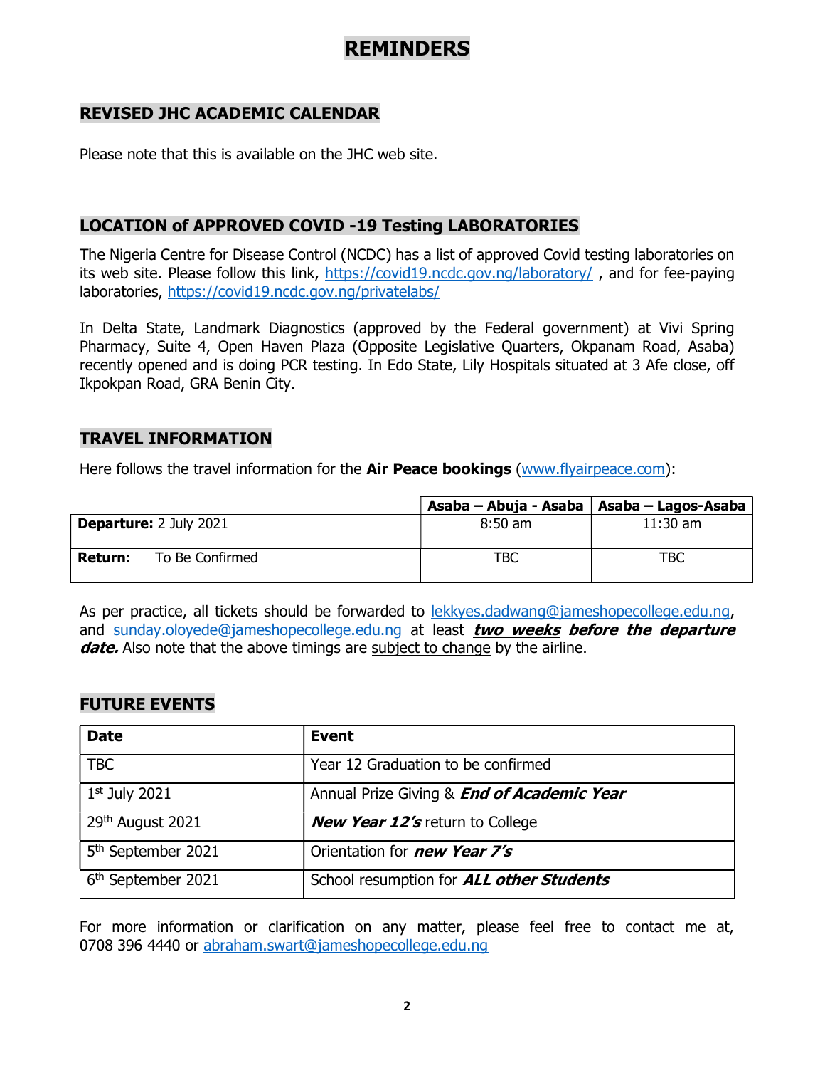# REMINDERS

## REVISED JHC ACADEMIC CALENDAR

Please note that this is available on the JHC web site.

## LOCATION of APPROVED COVID -19 Testing LABORATORIES

The Nigeria Centre for Disease Control (NCDC) has a list of approved Covid testing laboratories on its web site. Please follow this link, https://covid19.ncdc.gov.ng/laboratory/ , and for fee-paying laboratories, https://covid19.ncdc.gov.ng/privatelabs/

In Delta State, Landmark Diagnostics (approved by the Federal government) at Vivi Spring Pharmacy, Suite 4, Open Haven Plaza (Opposite Legislative Quarters, Okpanam Road, Asaba) recently opened and is doing PCR testing. In Edo State, Lily Hospitals situated at 3 Afe close, off Ikpokpan Road, GRA Benin City.

## TRAVEL INFORMATION

Here follows the travel information for the **Air Peace bookings** (www.flyairpeace.com):

| | **Asaba – Abuja - Asaba** | **Asaba – Lagos-Asaba** |
|---|---|---|
| **Departure:** 2 July 2021 | 8:50 am | 11:30 am |
| **Return:** To Be Confirmed | TBC | TBC |

As per practice, all tickets should be forwarded to lekkyes.dadwang@jameshopecollege.edu.ng, and sunday.oloyede@jameshopecollege.edu.ng at least ***two weeks* before the departure date.** Also note that the above timings are subject to change by the airline.

## FUTURE EVENTS

| Date | Event |
|---|---|
| TBC | Year 12 Graduation to be confirmed |
| 1st July 2021 | Annual Prize Giving & ***End of Academic Year*** |
| 29th August 2021 | ***New Year 12's*** return to College |
| 5th September 2021 | Orientation for ***new Year 7's*** |
| 6th September 2021 | School resumption for ***ALL other Students*** |

For more information or clarification on any matter, please feel free to contact me at, 0708 396 4440 or abraham.swart@jameshopecollege.edu.ng